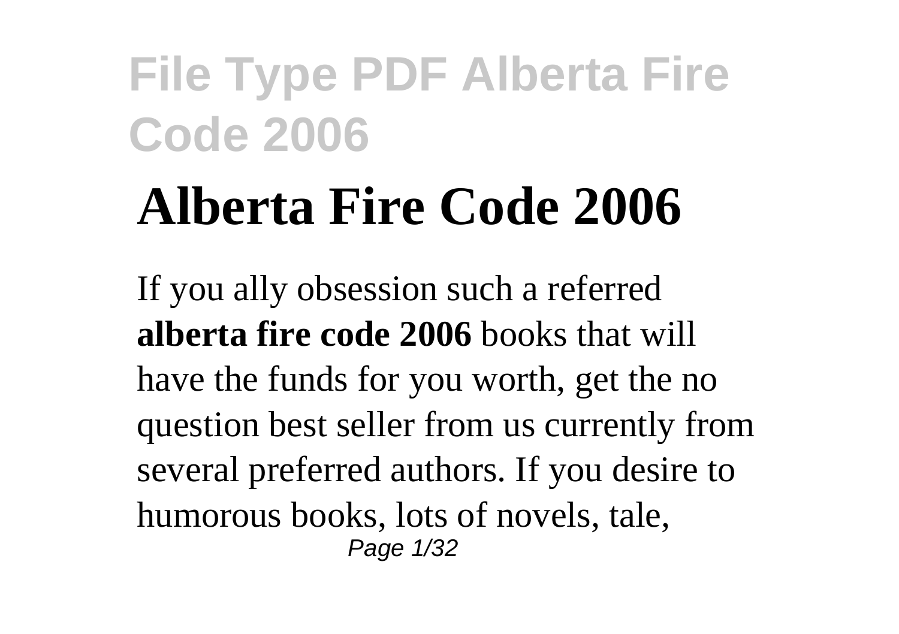# Alberta Fire Code 2006

If you ally obsession such a referred **alberta fire code 2006** books that will have the funds for you worth, get the no question best seller from us currently from several preferred authors. If you desire to humorous books, lots of novels, tale,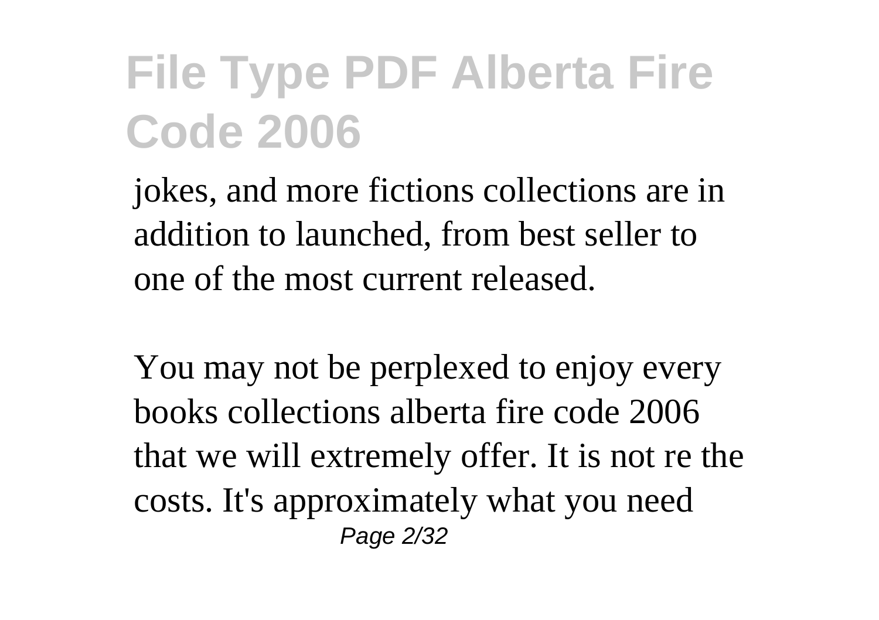jokes, and more fictions collections are in addition to launched, from best seller to one of the most current released.

You may not be perplexed to enjoy every books collections alberta fire code 2006 that we will extremely offer. It is not re the costs. It's approximately what you need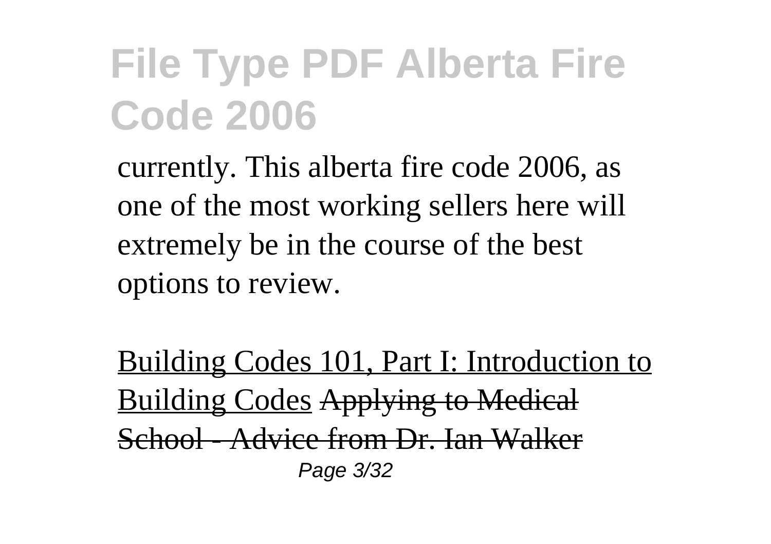currently. This alberta fire code 2006, as one of the most working sellers here will extremely be in the course of the best options to review.

Building Codes 101, Part I: Introduction to Building Codes ~~Applying to Medical School - Advice from Dr. Ian Walker~~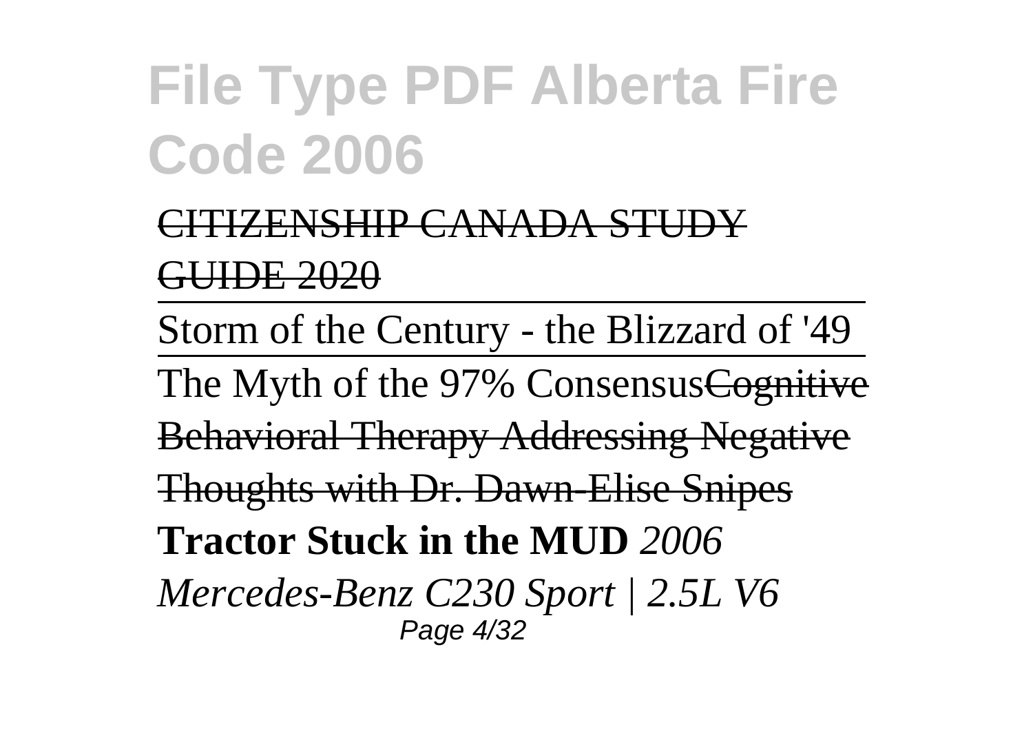# File Type PDF Alberta Fire Code 2006

~~CITIZENSHIP CANADA STUDY GUIDE 2020~~

Storm of the Century - the Blizzard of '49

The Myth of the 97% Consensus~~Cognitive Behavioral Therapy Addressing Negative Thoughts with Dr. Dawn-Elise Snipes~~ **Tractor Stuck in the MUD** *2006 Mercedes-Benz C230 Sport | 2.5L V6*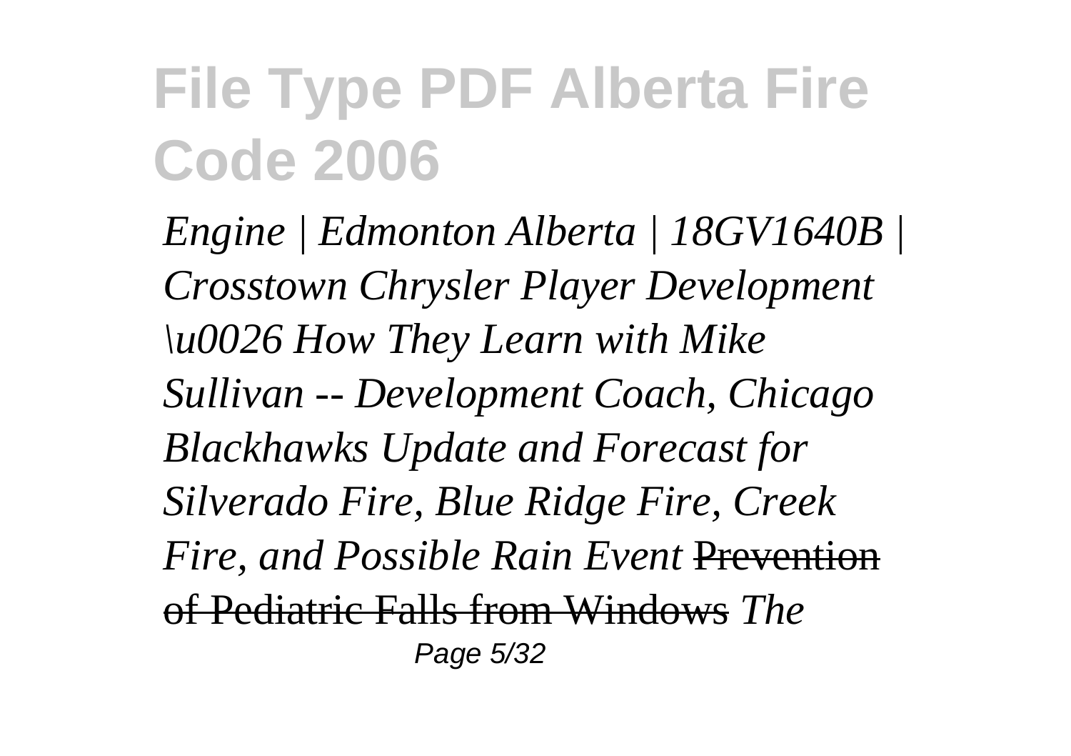# File Type PDF Alberta Fire Code 2006

*Engine | Edmonton Alberta | 18GV1640B | Crosstown Chrysler Player Development \u0026 How They Learn with Mike Sullivan -- Development Coach, Chicago Blackhawks Update and Forecast for Silverado Fire, Blue Ridge Fire, Creek Fire, and Possible Rain Event* ~~Prevention of Pediatric Falls from Windows~~ *The*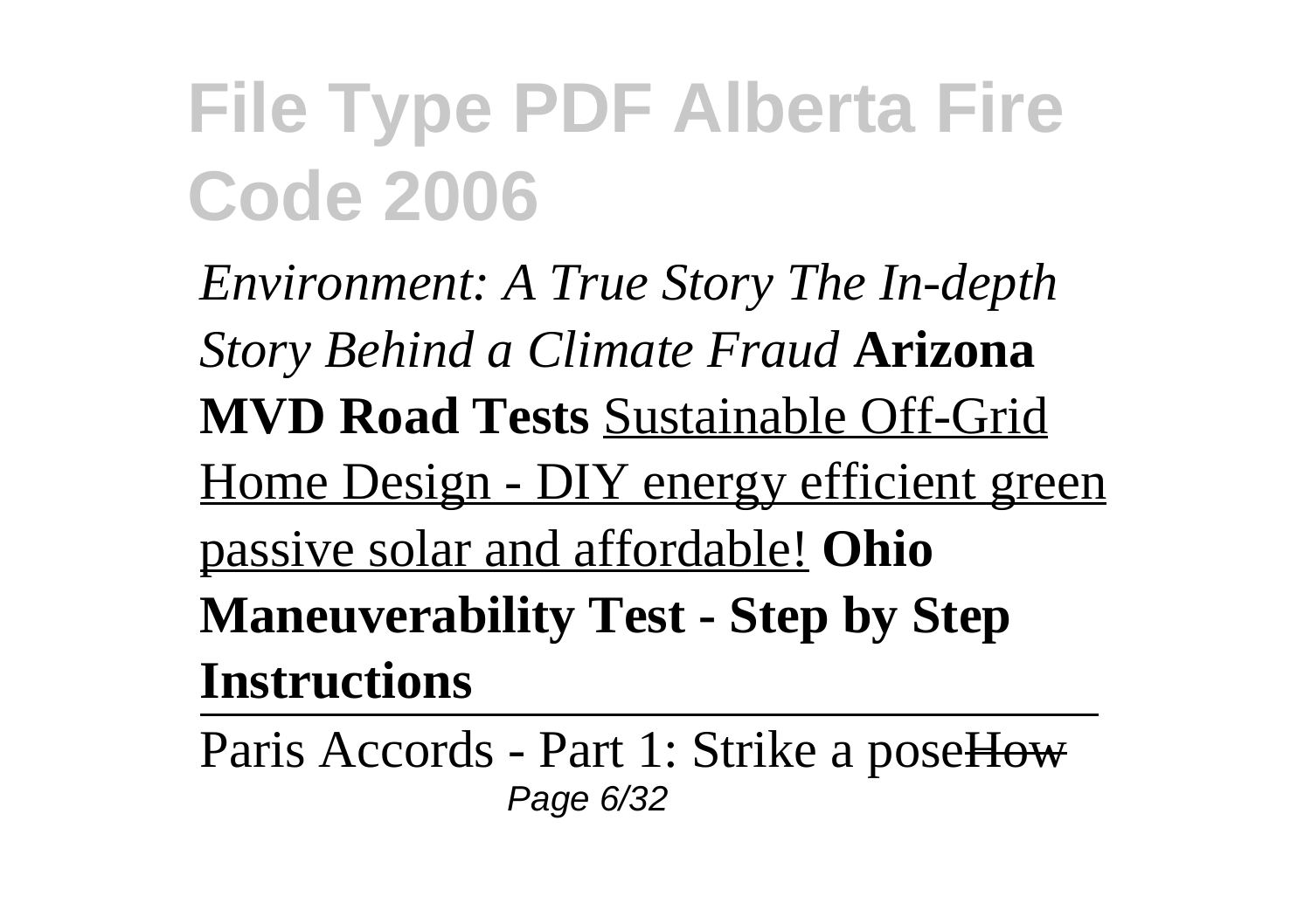*Environment: A True Story The In-depth Story Behind a Climate Fraud* **Arizona MVD Road Tests** Sustainable Off-Grid Home Design - DIY energy efficient green passive solar and affordable! **Ohio Maneuverability Test - Step by Step Instructions**

---

Paris Accords - Part 1: Strike a pose~~How~~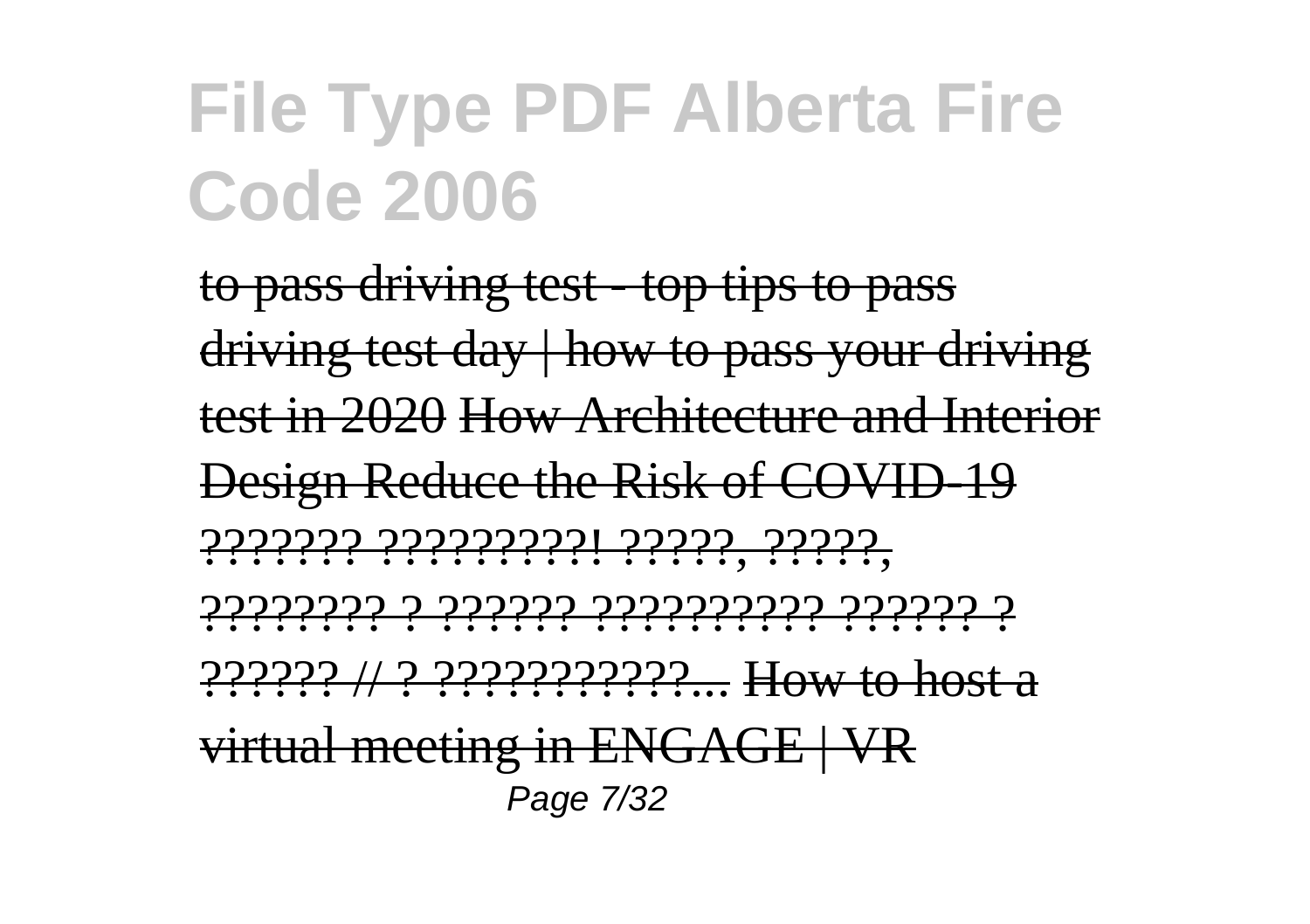# File Type PDF Alberta Fire Code 2006

to pass driving test - top tips to pass driving test day | how to pass your driving test in 2020 How Architecture and Interior Design Reduce the Risk of COVID-19 ??????? ?????????! ?????, ?????, ???????? ? ?????? ?????????? ?????? ? ?????? // ? ???????????... How to host a virtual meeting in ENGAGE | VR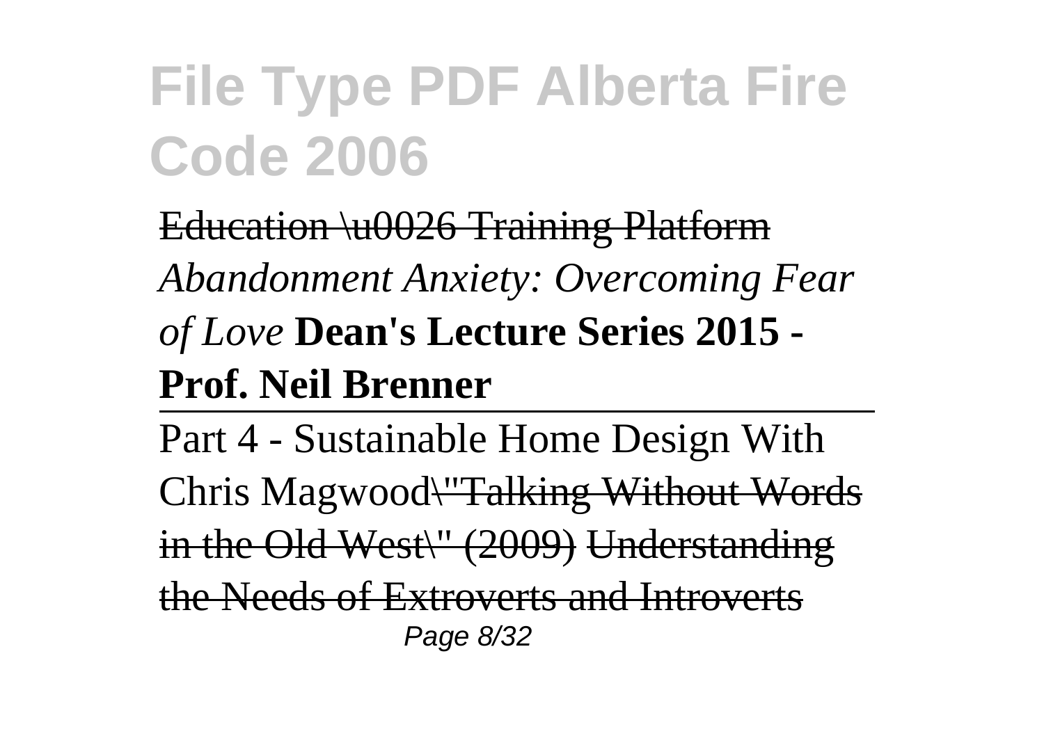Education \u0026 Training Platform *Abandonment Anxiety: Overcoming Fear of Love* **Dean's Lecture Series 2015 - Prof. Neil Brenner**

---

Part 4 - Sustainable Home Design With Chris Magwood\"Talking Without Words in the Old West\" (2009) Understanding the Needs of Extroverts and Introverts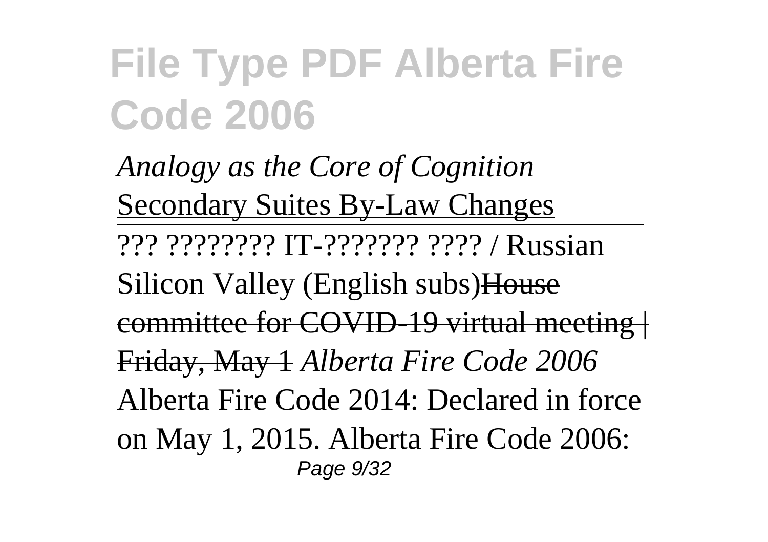# File Type PDF Alberta Fire Code 2006

*Analogy as the Core of Cognition*
Secondary Suites By-Law Changes

??? ???????? IT-??????? ???? / Russian Silicon Valley (English subs)~~House committee for COVID-19 virtual meeting | Friday, May 1~~ *Alberta Fire Code 2006*
Alberta Fire Code 2014: Declared in force on May 1, 2015. Alberta Fire Code 2006: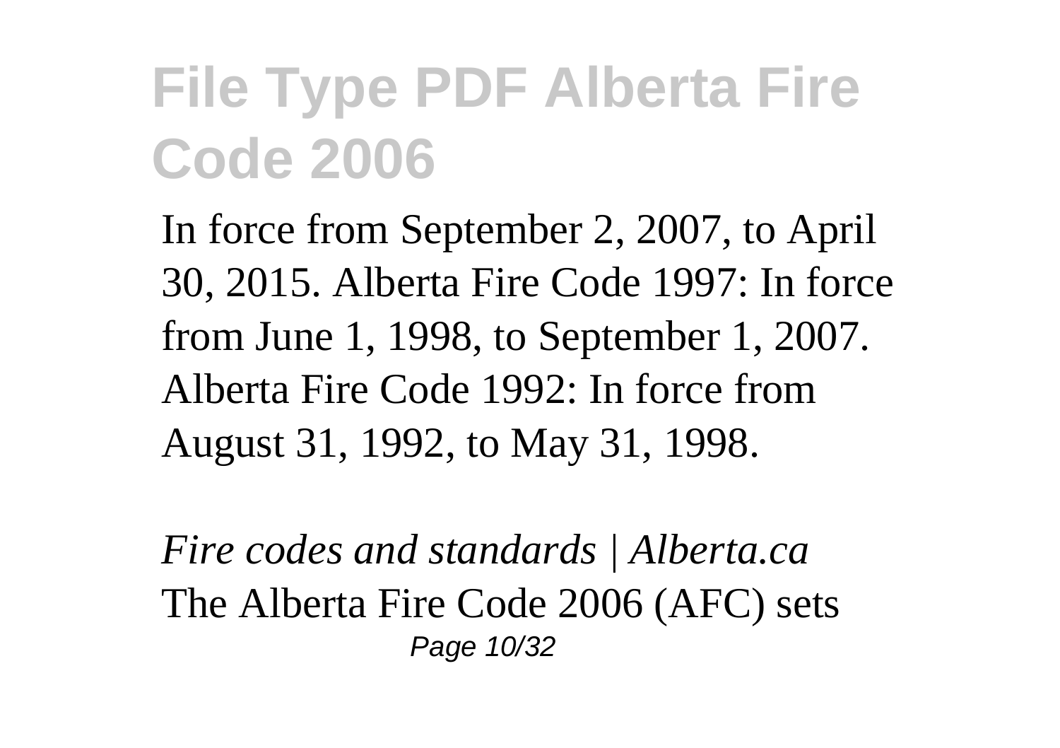# File Type PDF Alberta Fire Code 2006

In force from September 2, 2007, to April 30, 2015. Alberta Fire Code 1997: In force from June 1, 1998, to September 1, 2007. Alberta Fire Code 1992: In force from August 31, 1992, to May 31, 1998.

*Fire codes and standards | Alberta.ca*

The Alberta Fire Code 2006 (AFC) sets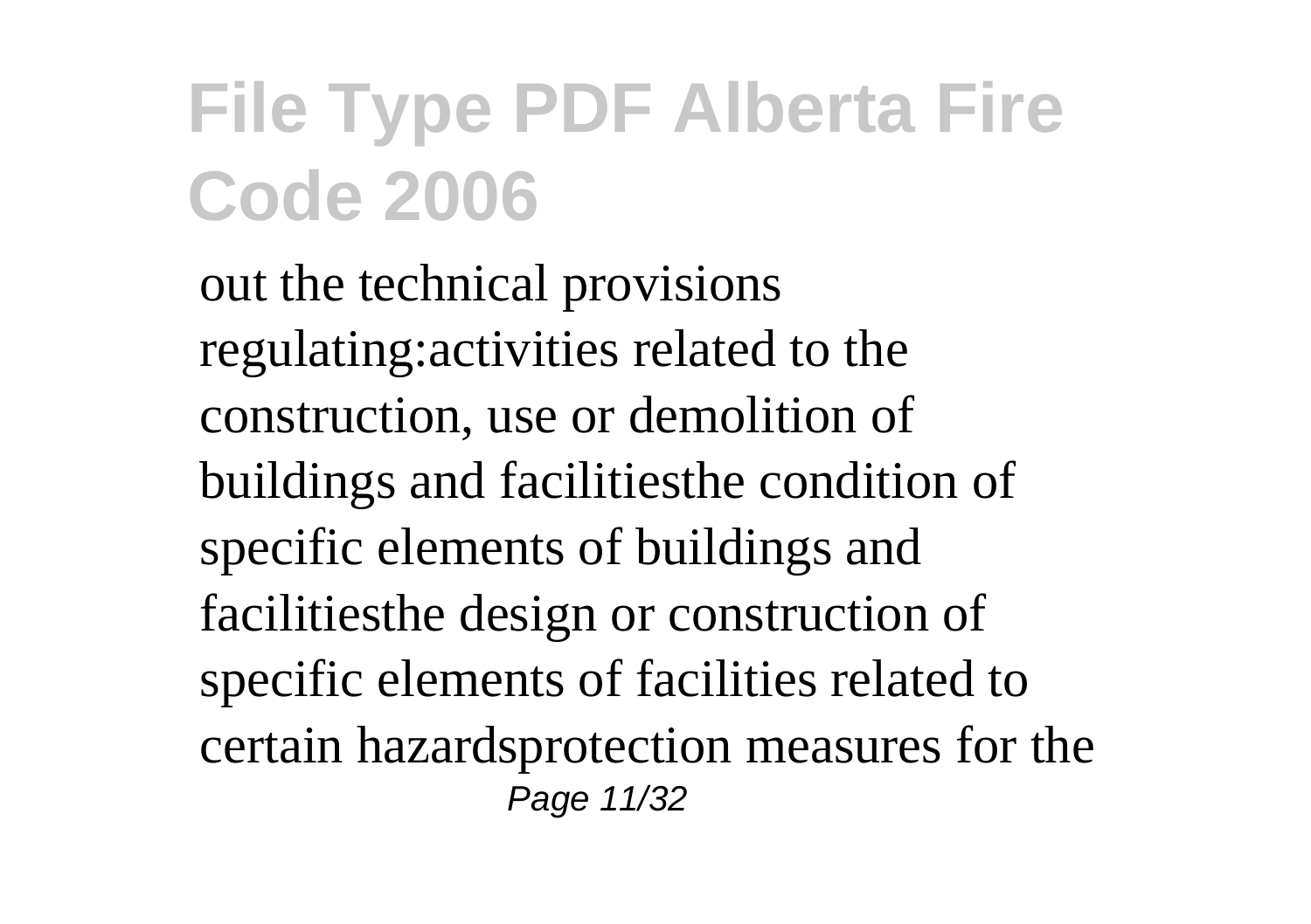# File Type PDF Alberta Fire Code 2006

out the technical provisions regulating:activities related to the construction, use or demolition of buildings and facilitiesthe condition of specific elements of buildings and facilitiesthe design or construction of specific elements of facilities related to certain hazardsprotection measures for the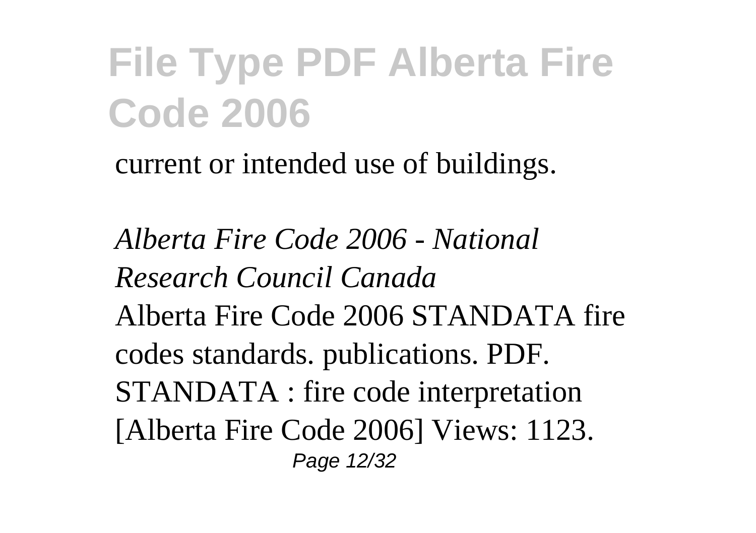current or intended use of buildings.

*Alberta Fire Code 2006 - National Research Council Canada*

Alberta Fire Code 2006 STANDATA fire codes standards. publications. PDF. STANDATA : fire code interpretation [Alberta Fire Code 2006] Views: 1123.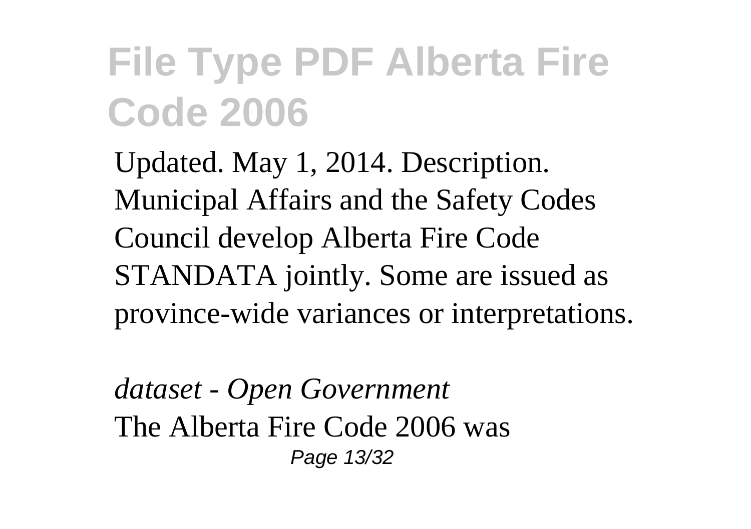# File Type PDF Alberta Fire Code 2006

Updated. May 1, 2014. Description. Municipal Affairs and the Safety Codes Council develop Alberta Fire Code STANDATA jointly. Some are issued as province-wide variances or interpretations.

*dataset - Open Government*

The Alberta Fire Code 2006 was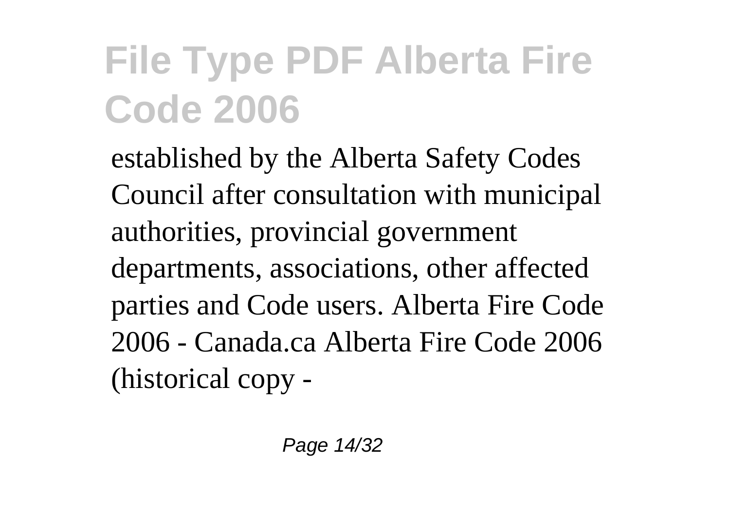# File Type PDF Alberta Fire Code 2006

established by the Alberta Safety Codes Council after consultation with municipal authorities, provincial government departments, associations, other affected parties and Code users. Alberta Fire Code 2006 - Canada.ca Alberta Fire Code 2006 (historical copy -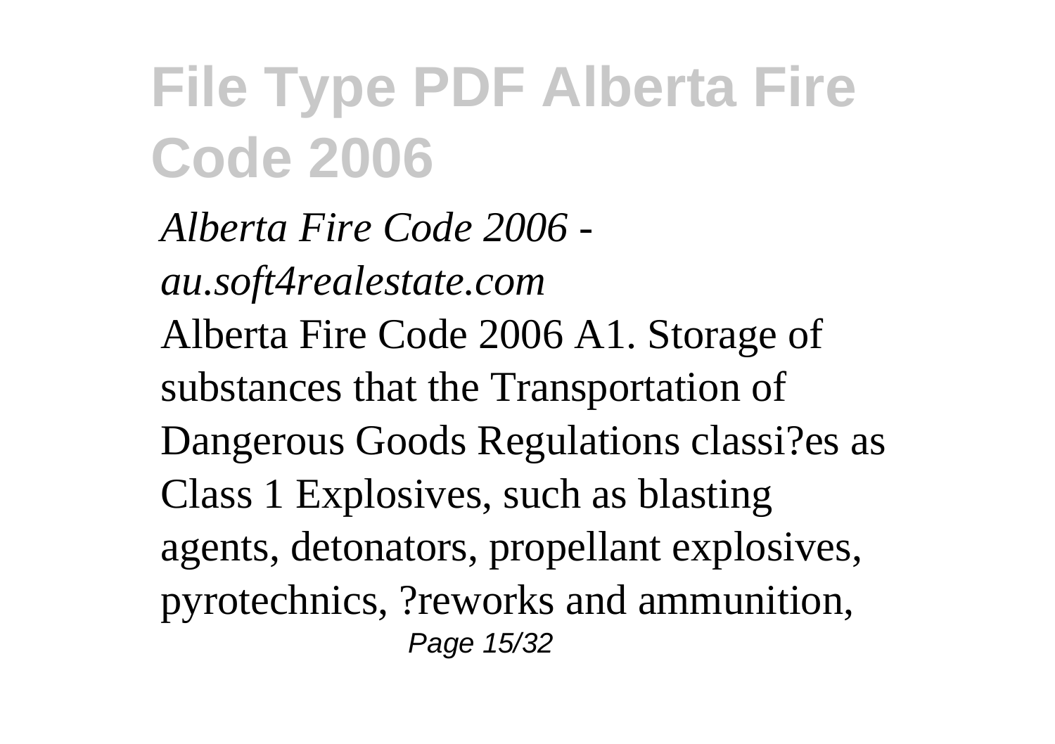# File Type PDF Alberta Fire Code 2006

*Alberta Fire Code 2006 - au.soft4realestate.com*

Alberta Fire Code 2006 A1. Storage of substances that the Transportation of Dangerous Goods Regulations classi?es as Class 1 Explosives, such as blasting agents, detonators, propellant explosives, pyrotechnics, ?reworks and ammunition,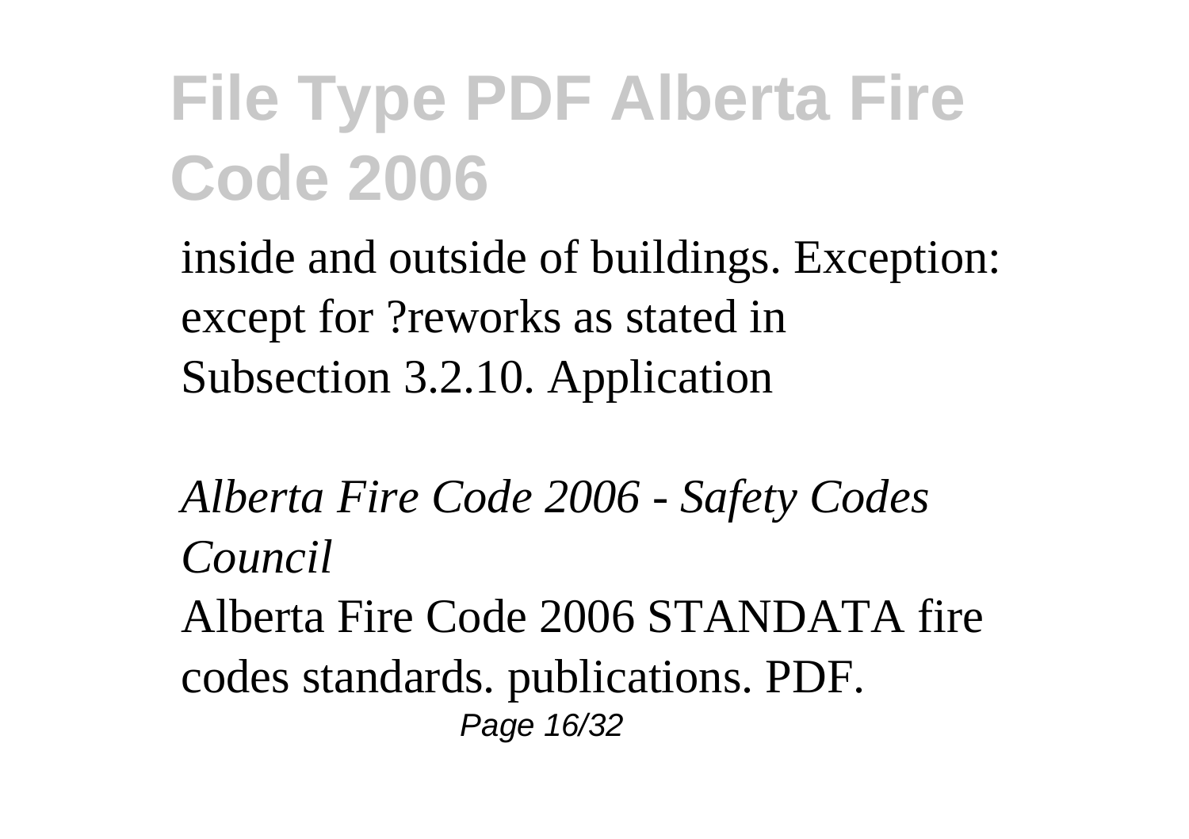inside and outside of buildings. Exception: except for ?reworks as stated in Subsection 3.2.10. Application

*Alberta Fire Code 2006 - Safety Codes Council*

Alberta Fire Code 2006 STANDATA fire codes standards. publications. PDF.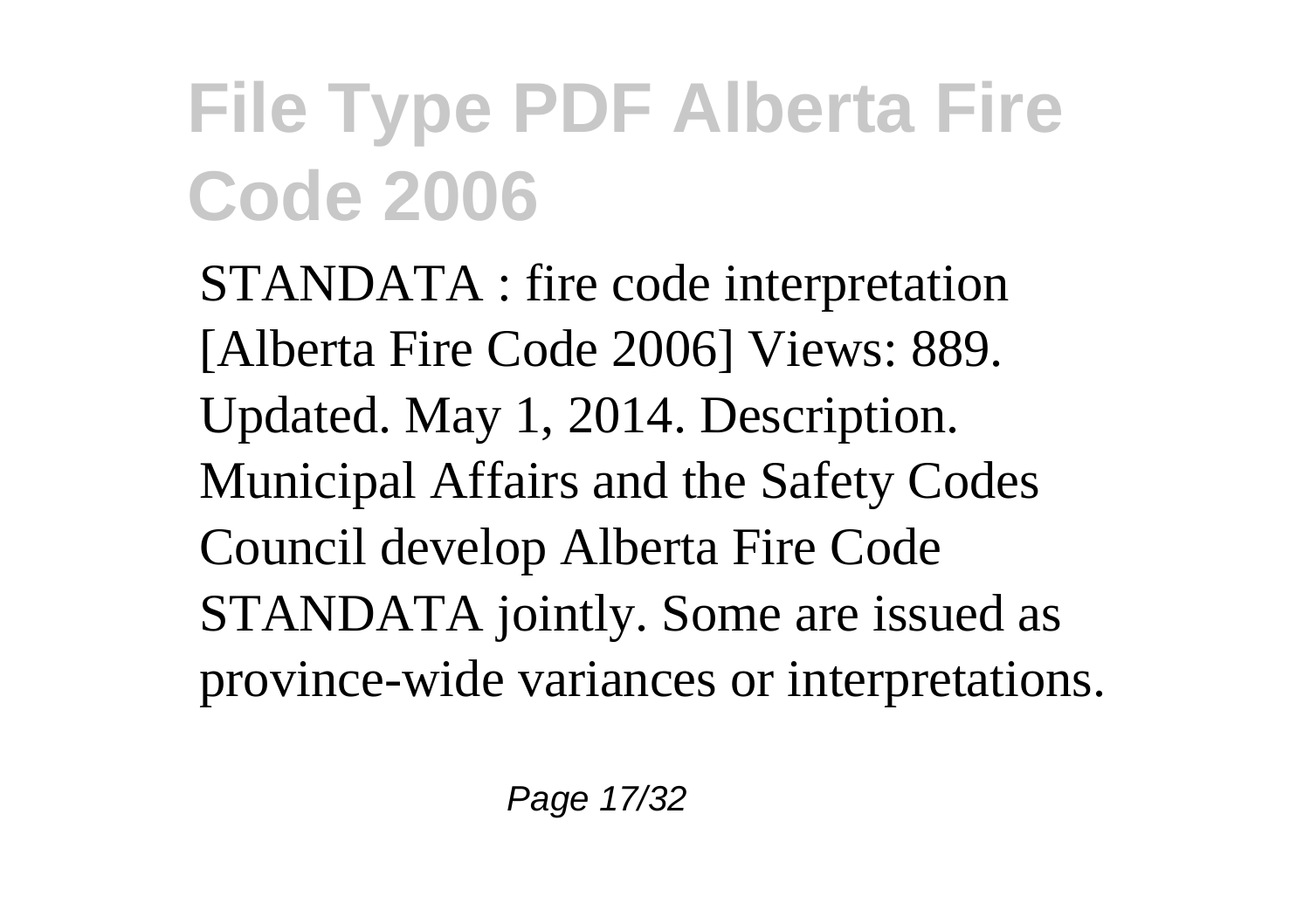# File Type PDF Alberta Fire Code 2006

STANDATA : fire code interpretation [Alberta Fire Code 2006] Views: 889. Updated. May 1, 2014. Description. Municipal Affairs and the Safety Codes Council develop Alberta Fire Code STANDATA jointly. Some are issued as province-wide variances or interpretations.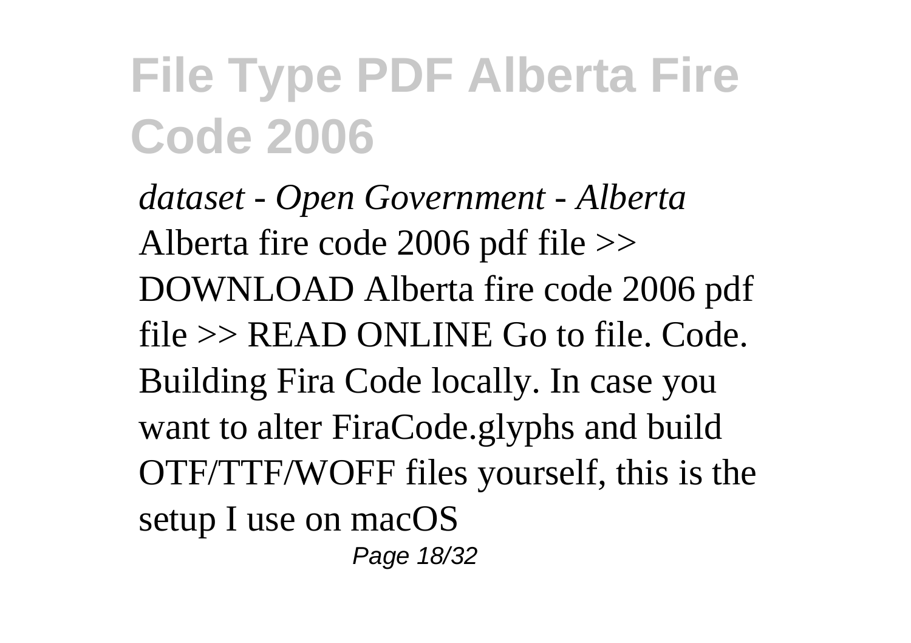# File Type PDF Alberta Fire Code 2006

*dataset - Open Government - Alberta*
Alberta fire code 2006 pdf file >> DOWNLOAD Alberta fire code 2006 pdf file >> READ ONLINE Go to file. Code. Building Fira Code locally. In case you want to alter FiraCode.glyphs and build OTF/TTF/WOFF files yourself, this is the setup I use on macOS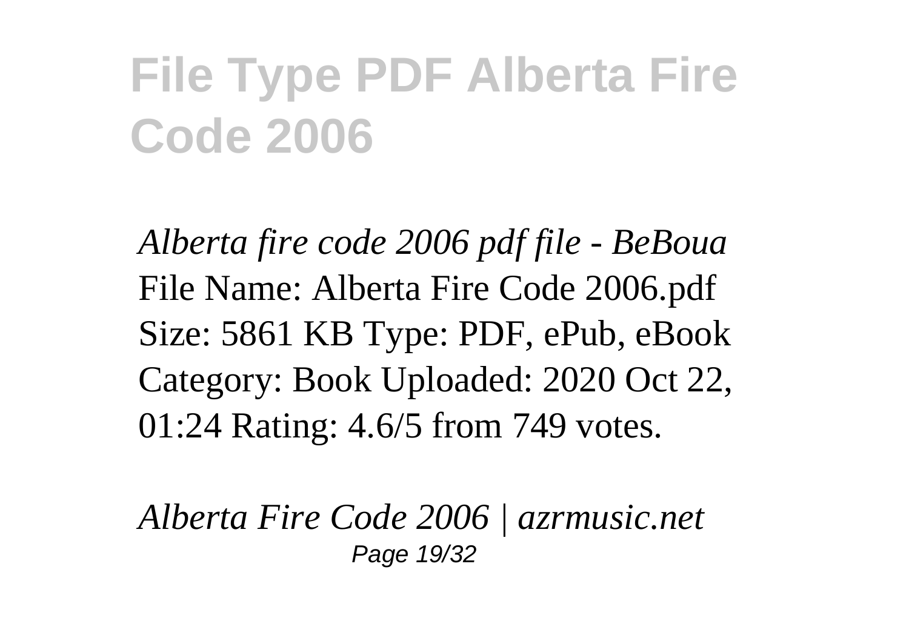*Alberta fire code 2006 pdf file - BeBoua*
File Name: Alberta Fire Code 2006.pdf Size: 5861 KB Type: PDF, ePub, eBook Category: Book Uploaded: 2020 Oct 22, 01:24 Rating: 4.6/5 from 749 votes.

*Alberta Fire Code 2006 | azrmusic.net*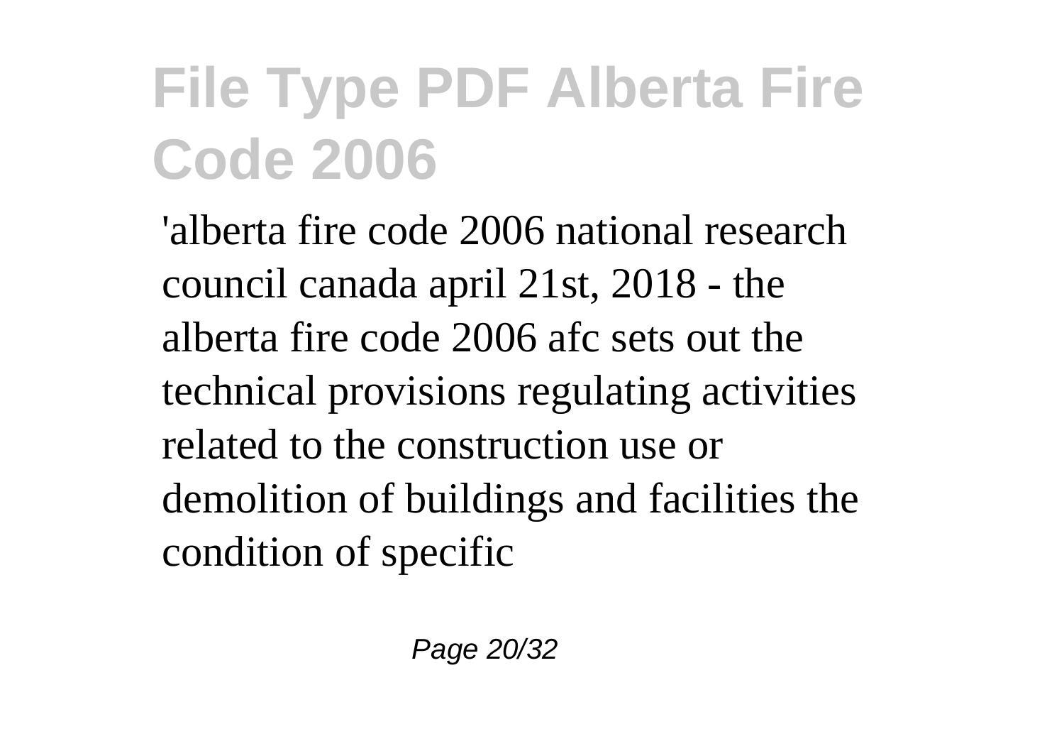# File Type PDF Alberta Fire Code 2006

'alberta fire code 2006 national research council canada april 21st, 2018 - the alberta fire code 2006 afc sets out the technical provisions regulating activities related to the construction use or demolition of buildings and facilities the condition of specific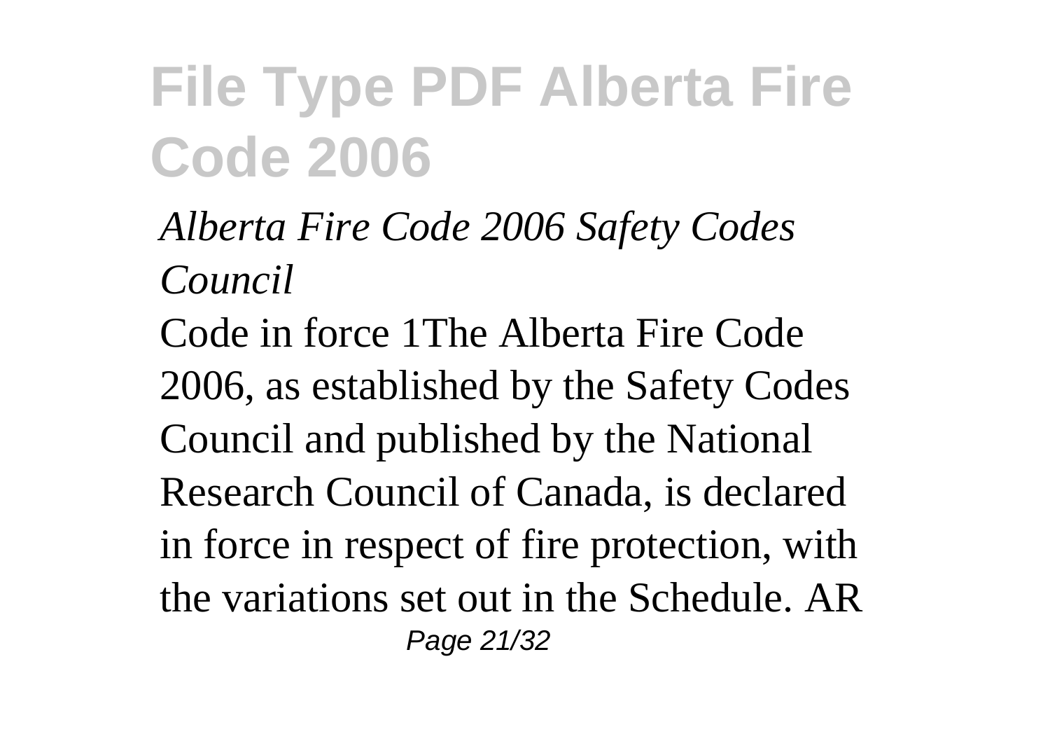# File Type PDF Alberta Fire Code 2006

*Alberta Fire Code 2006 Safety Codes Council*

Code in force 1The Alberta Fire Code 2006, as established by the Safety Codes Council and published by the National Research Council of Canada, is declared in force in respect of fire protection, with the variations set out in the Schedule. AR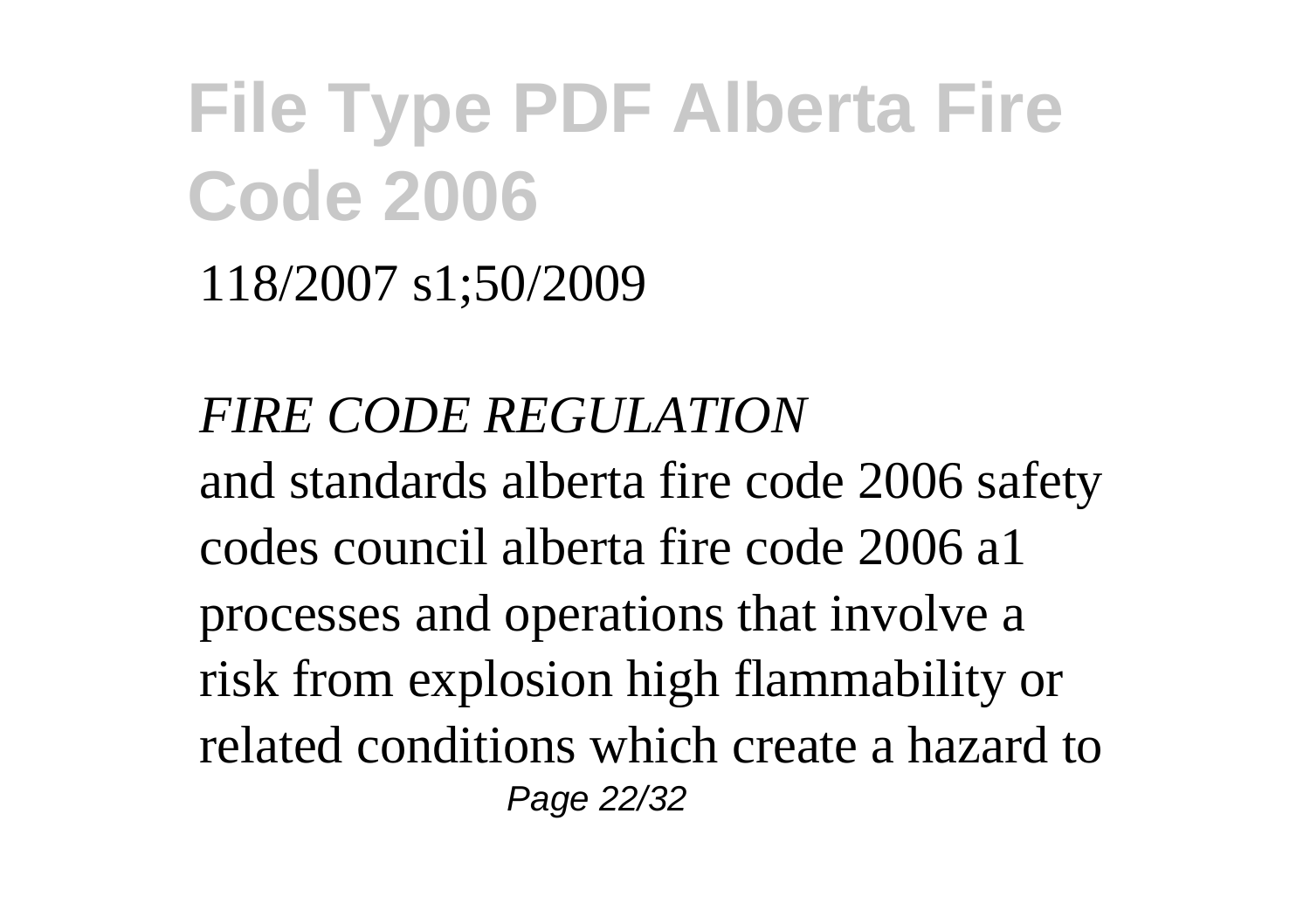118/2007 s1;50/2009

*FIRE CODE REGULATION*

and standards alberta fire code 2006 safety codes council alberta fire code 2006 a1 processes and operations that involve a risk from explosion high flammability or related conditions which create a hazard to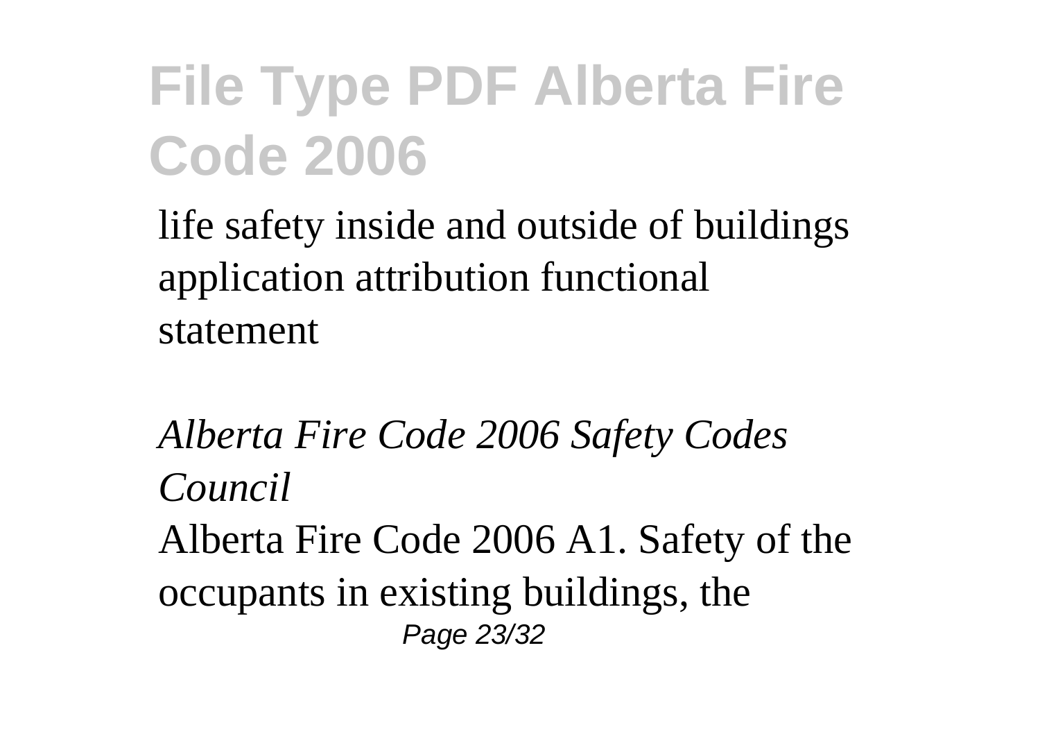life safety inside and outside of buildings application attribution functional statement

*Alberta Fire Code 2006 Safety Codes Council*

Alberta Fire Code 2006 A1. Safety of the occupants in existing buildings, the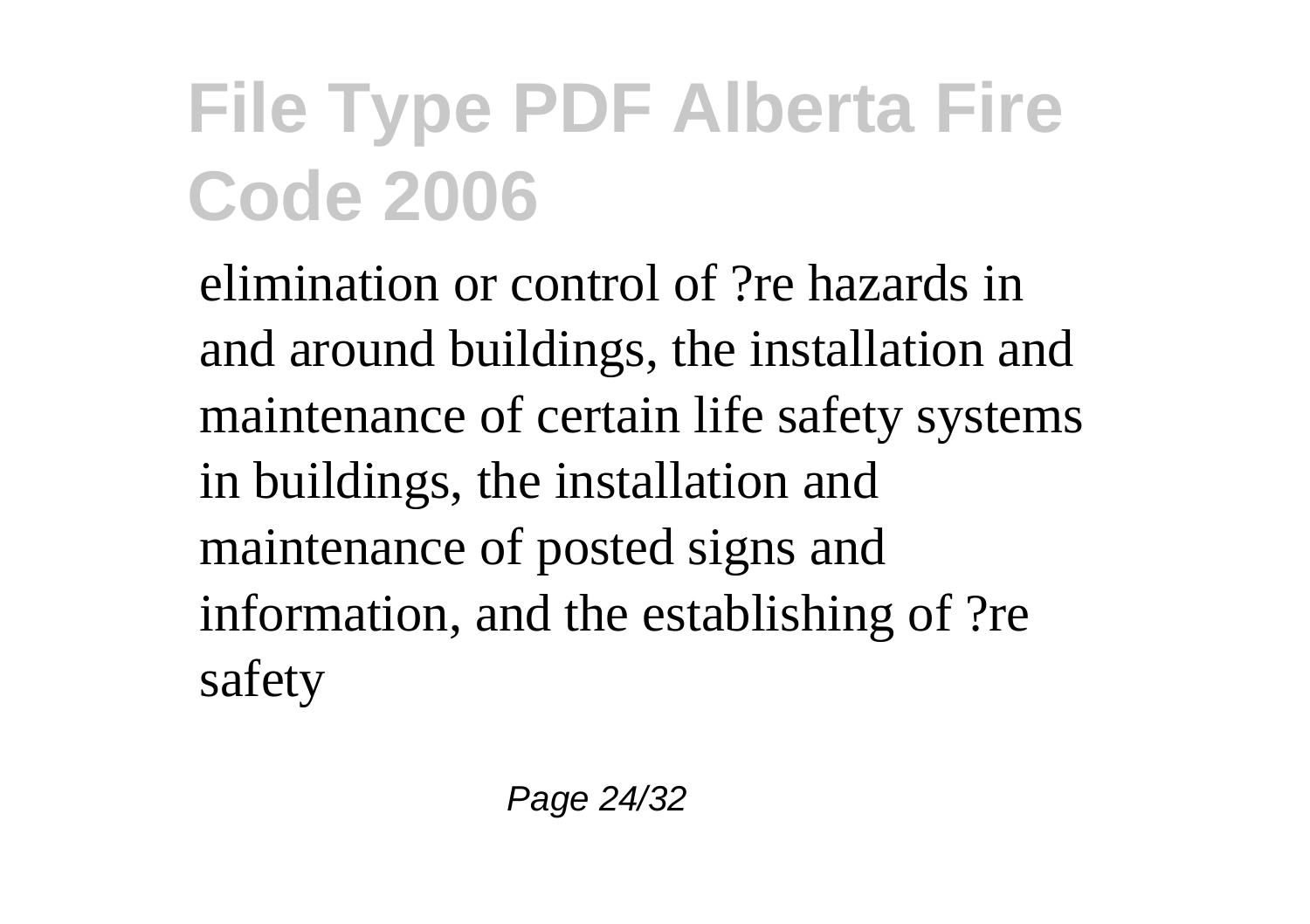elimination or control of ?re hazards in and around buildings, the installation and maintenance of certain life safety systems in buildings, the installation and maintenance of posted signs and information, and the establishing of ?re safety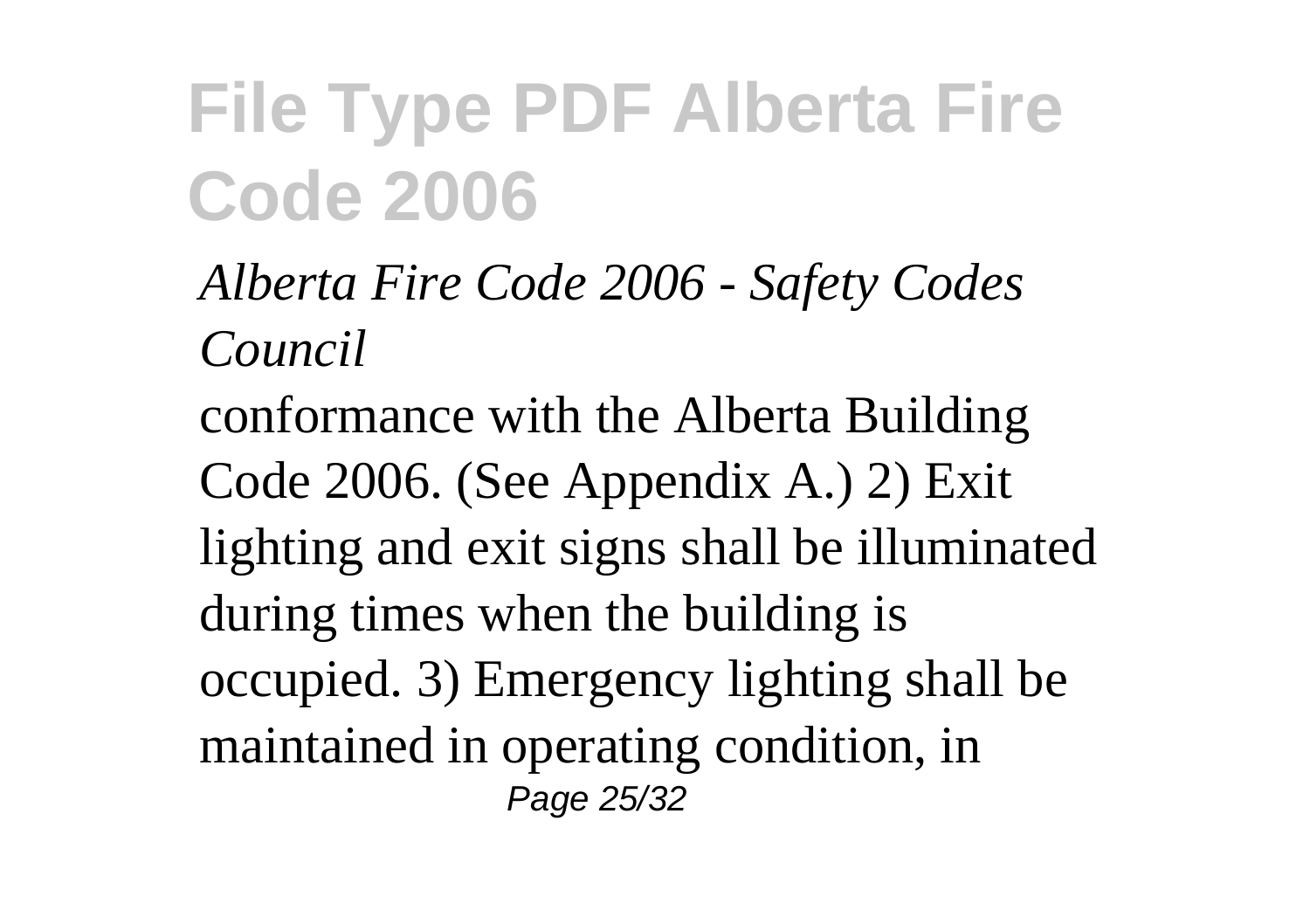# File Type PDF Alberta Fire Code 2006

*Alberta Fire Code 2006 - Safety Codes Council*

conformance with the Alberta Building Code 2006. (See Appendix A.) 2) Exit lighting and exit signs shall be illuminated during times when the building is occupied. 3) Emergency lighting shall be maintained in operating condition, in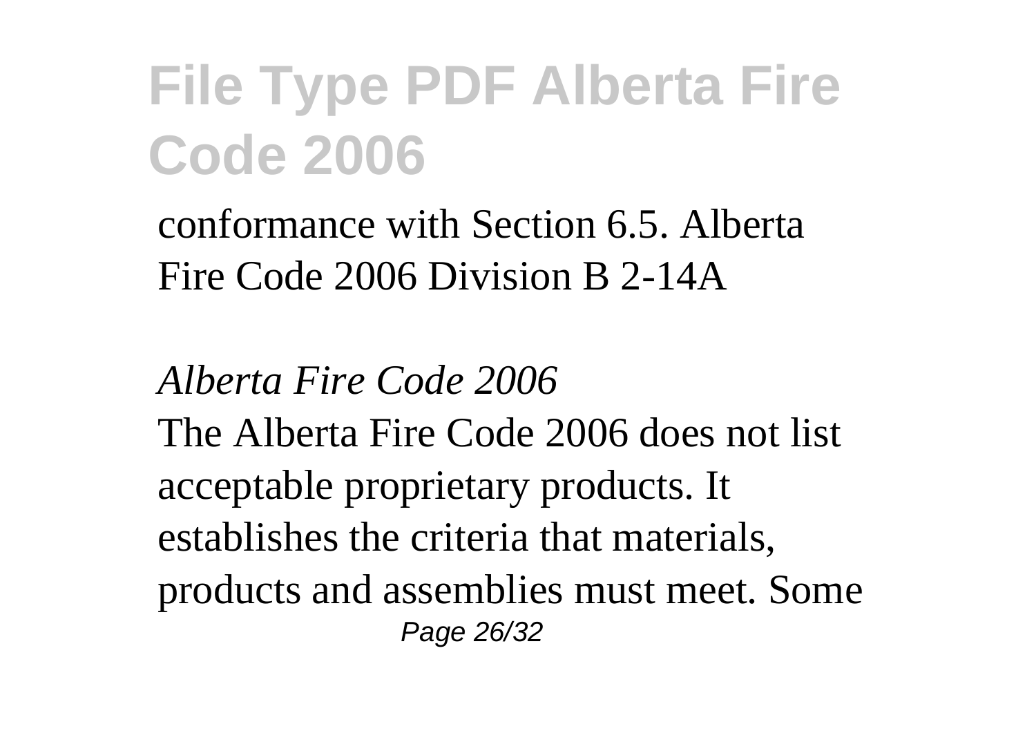conformance with Section 6.5. Alberta Fire Code 2006 Division B 2-14A

*Alberta Fire Code 2006*

The Alberta Fire Code 2006 does not list acceptable proprietary products. It establishes the criteria that materials, products and assemblies must meet. Some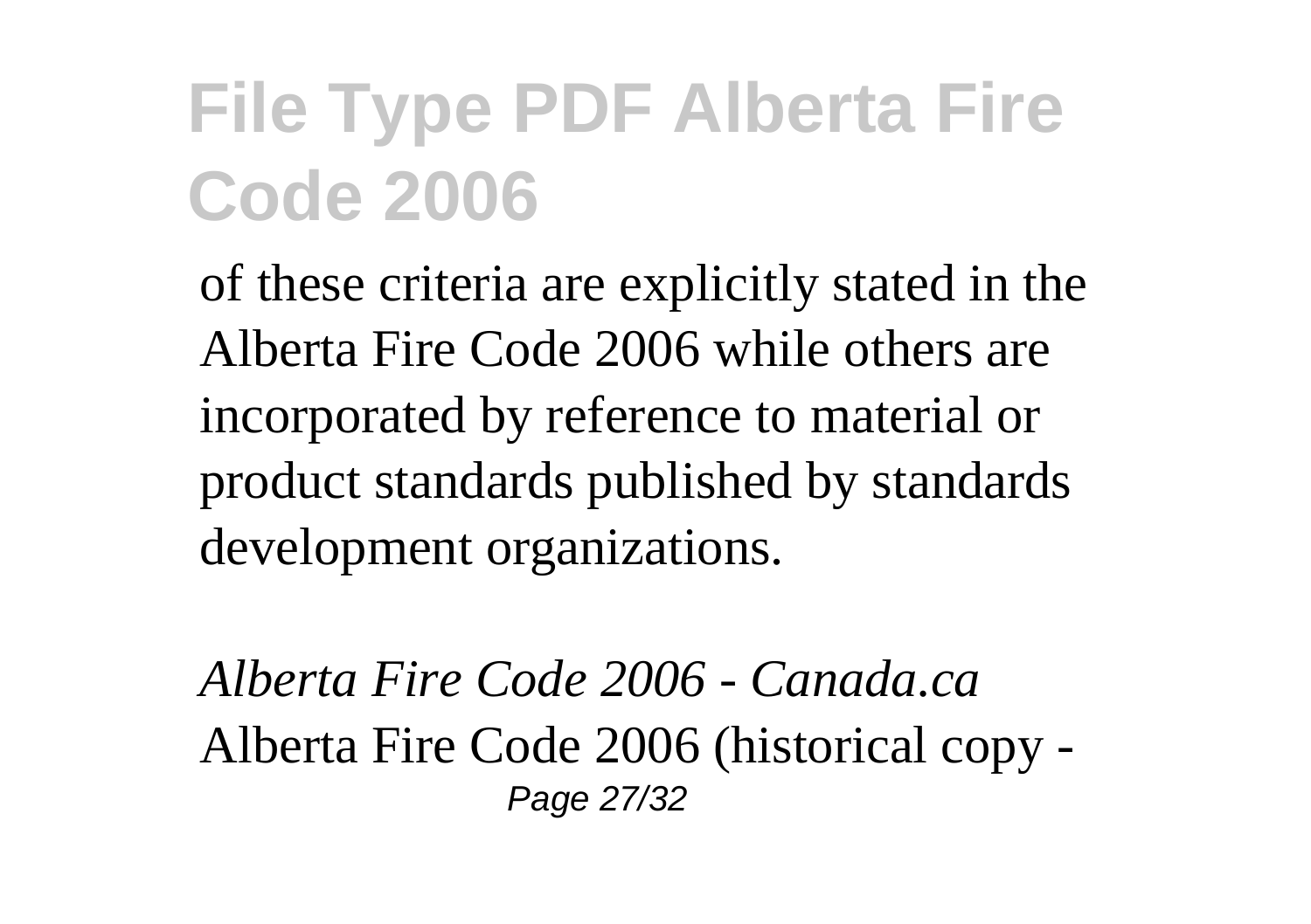# File Type PDF Alberta Fire Code 2006

of these criteria are explicitly stated in the Alberta Fire Code 2006 while others are incorporated by reference to material or product standards published by standards development organizations.

*Alberta Fire Code 2006 - Canada.ca*
Alberta Fire Code 2006 (historical copy -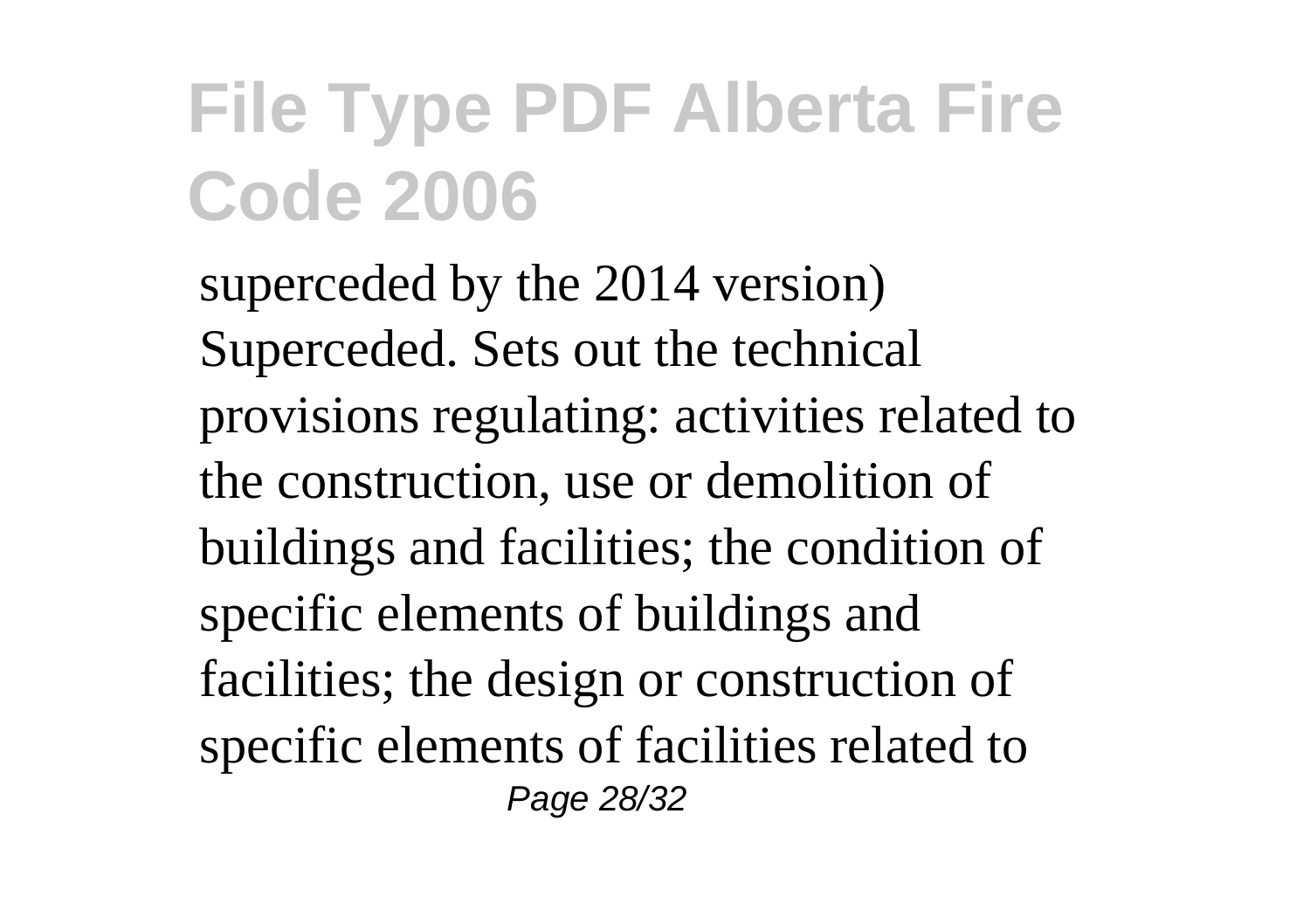superceded by the 2014 version) Superceded. Sets out the technical provisions regulating: activities related to the construction, use or demolition of buildings and facilities; the condition of specific elements of buildings and facilities; the design or construction of specific elements of facilities related to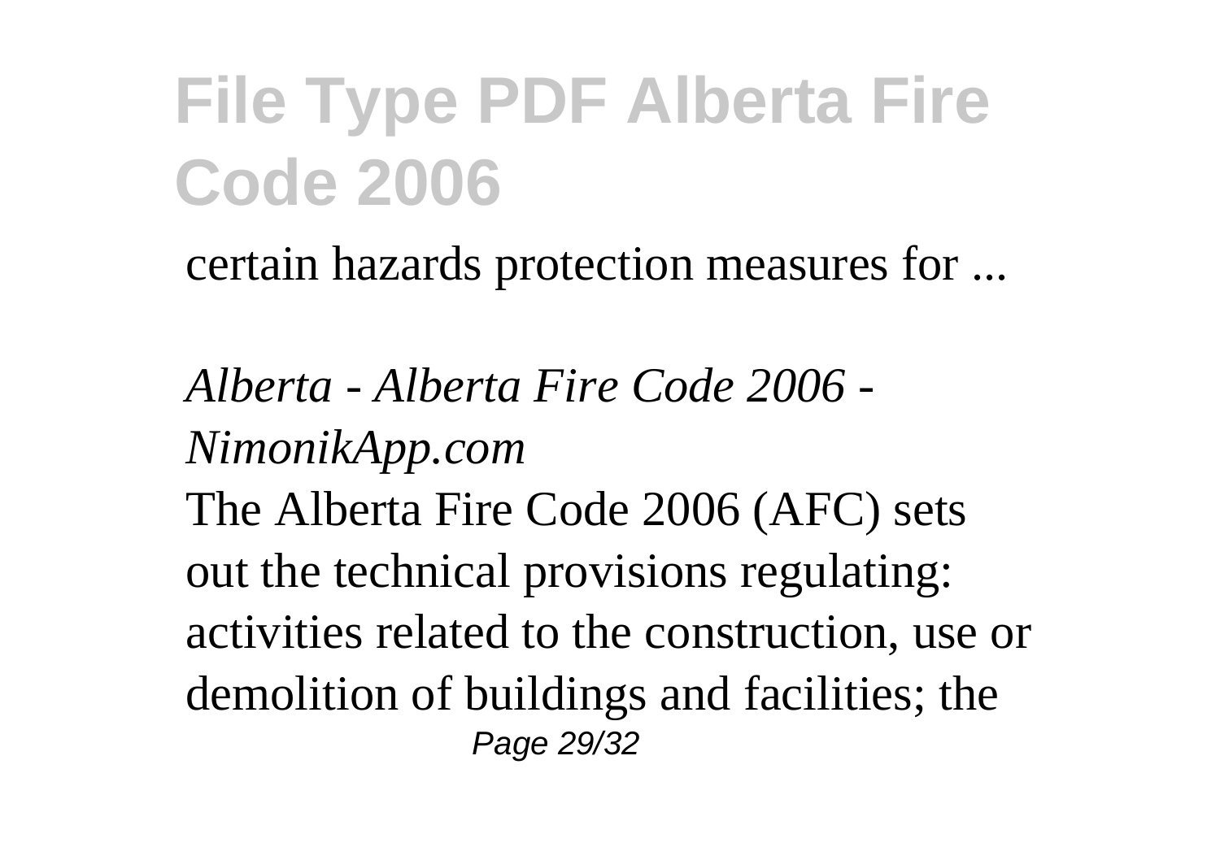certain hazards protection measures for ...

*Alberta - Alberta Fire Code 2006 - NimonikApp.com*

The Alberta Fire Code 2006 (AFC) sets out the technical provisions regulating: activities related to the construction, use or demolition of buildings and facilities; the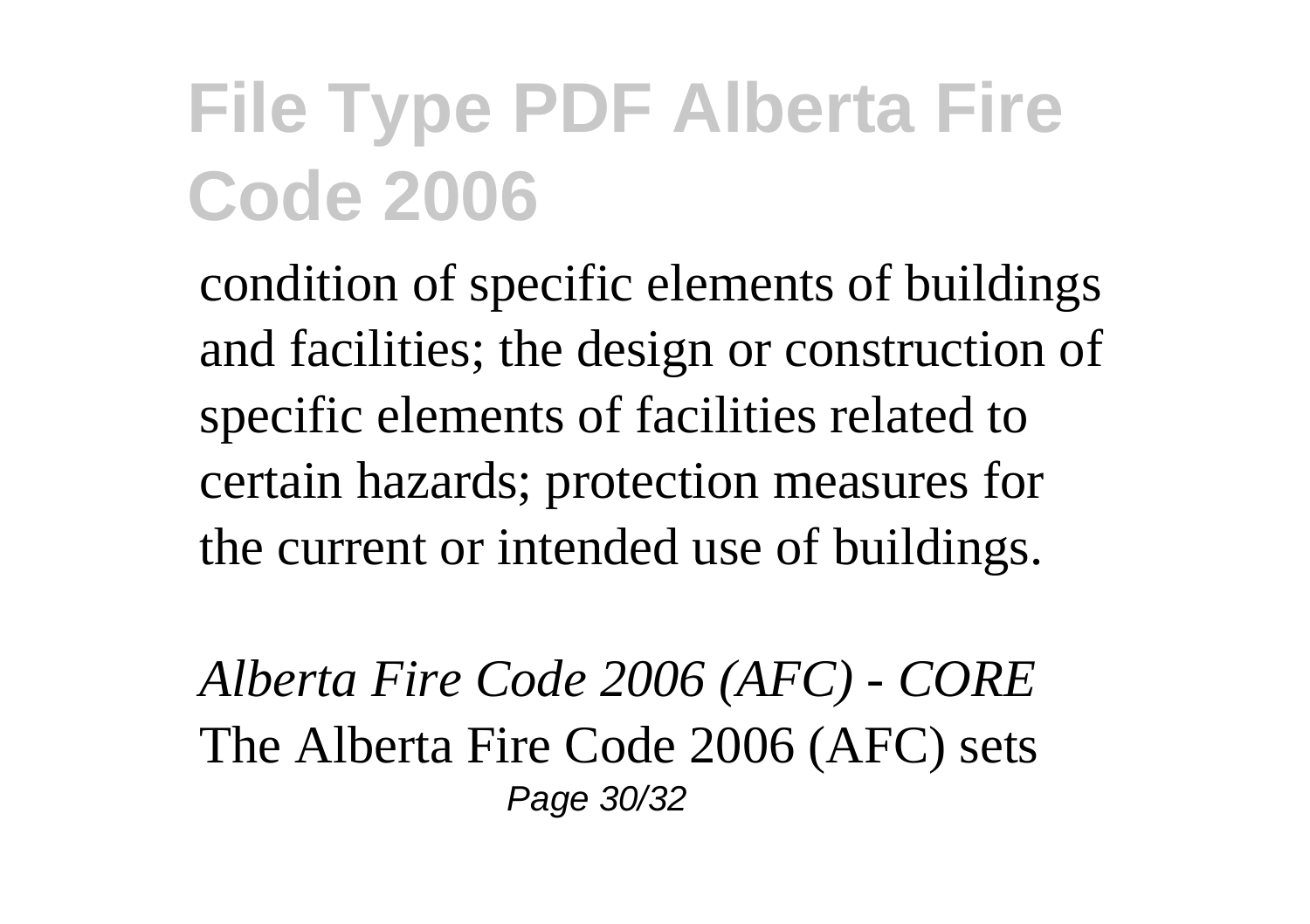# File Type PDF Alberta Fire Code 2006

condition of specific elements of buildings and facilities; the design or construction of specific elements of facilities related to certain hazards; protection measures for the current or intended use of buildings.

*Alberta Fire Code 2006 (AFC) - CORE*
The Alberta Fire Code 2006 (AFC) sets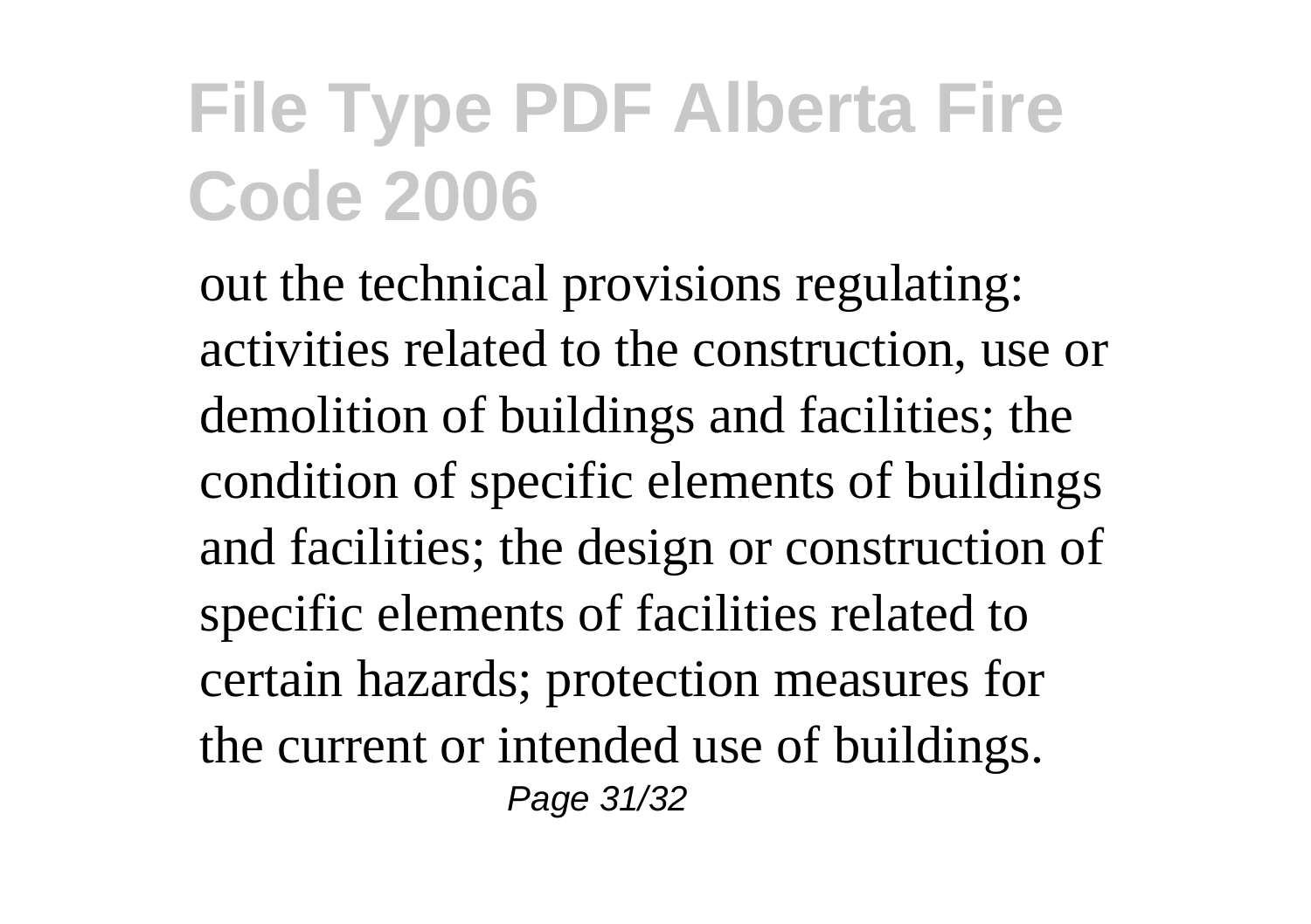out the technical provisions regulating: activities related to the construction, use or demolition of buildings and facilities; the condition of specific elements of buildings and facilities; the design or construction of specific elements of facilities related to certain hazards; protection measures for the current or intended use of buildings.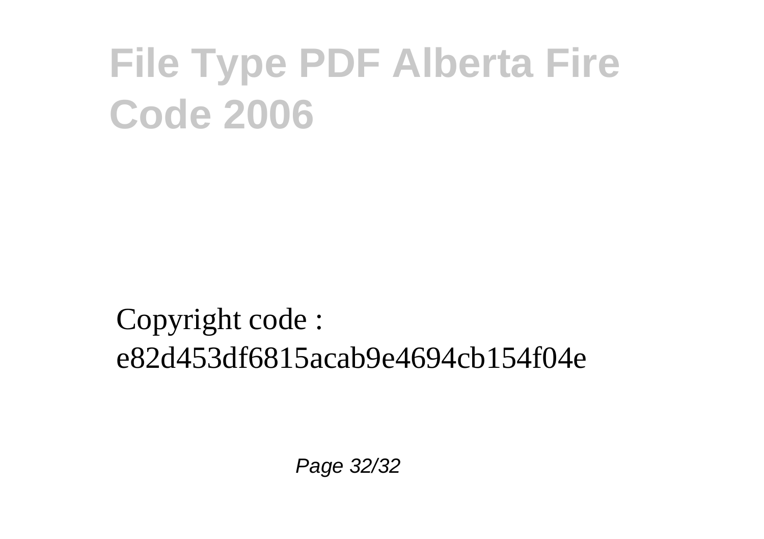Copyright code : e82d453df6815acab9e4694cb154f04e